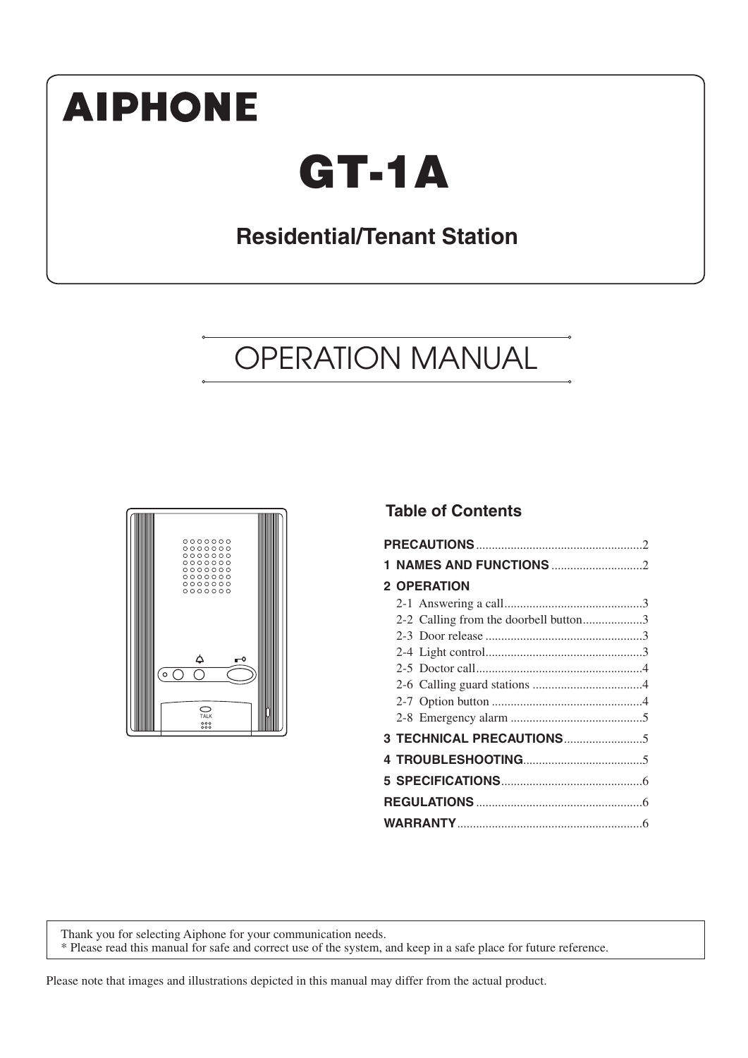**AIPHONE**

# GT-1A

## Residential/Tenant Station

## OPERATION MANUAL

### Table of Contents

**PRECAUTIONS** ..................................................... 2

**1 NAMES AND FUNCTIONS** ............................. 2

**2 OPERATION**

- 2-1 Answering a call ............................................ 3
- 2-2 Calling from the doorbell button ................... 3
- 2-3 Door release .................................................. 3
- 2-4 Light control .................................................. 3
- 2-5 Doctor call ..................................................... 4
- 2-6 Calling guard stations ................................... 4
- 2-7 Option button ................................................ 4
- 2-8 Emergency alarm .......................................... 5

**3 TECHNICAL PRECAUTIONS** ......................... 5

**4 TROUBLESHOOTING** ...................................... 5

**5 SPECIFICATIONS** ............................................. 6

**REGULATIONS** ..................................................... 6

**WARRANTY** ........................................................... 6

Thank you for selecting Aiphone for your communication needs.
* Please read this manual for safe and correct use of the system, and keep in a safe place for future reference.

Please note that images and illustrations depicted in this manual may differ from the actual product.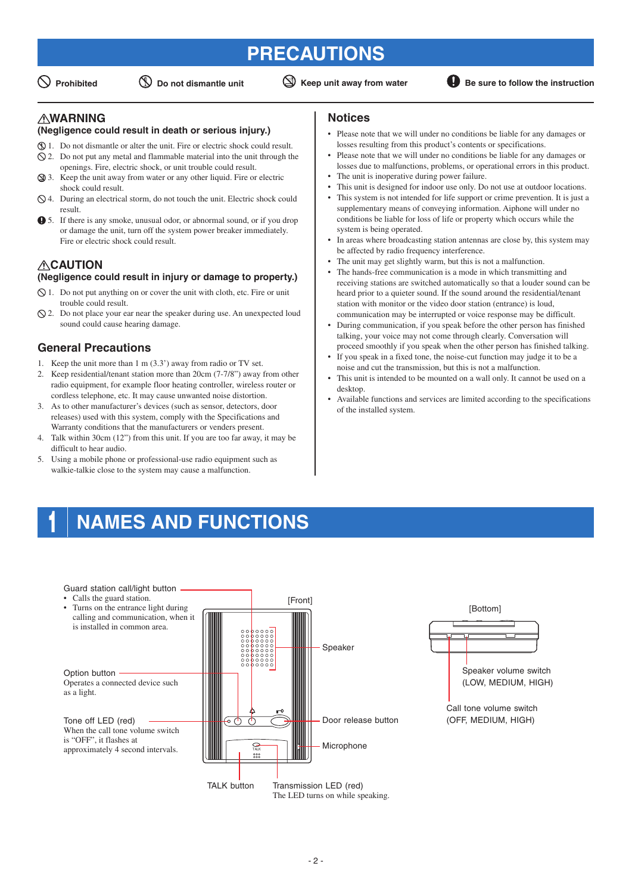# PRECAUTIONS

Prohibited　Do not dismantle unit　Keep unit away from water　Be sure to follow the instruction

## ⚠WARNING
**(Negligence could result in death or serious injury.)**

1. Do not dismantle or alter the unit. Fire or electric shock could result.
2. Do not put any metal and flammable material into the unit through the openings. Fire, electric shock, or unit trouble could result.
3. Keep the unit away from water or any other liquid. Fire or electric shock could result.
4. During an electrical storm, do not touch the unit. Electric shock could result.
5. If there is any smoke, unusual odor, or abnormal sound, or if you drop or damage the unit, turn off the system power breaker immediately. Fire or electric shock could result.

## ⚠CAUTION
**(Negligence could result in injury or damage to property.)**

1. Do not put anything on or cover the unit with cloth, etc. Fire or unit trouble could result.
2. Do not place your ear near the speaker during use. An unexpected loud sound could cause hearing damage.

## General Precautions

1. Keep the unit more than 1 m (3.3’) away from radio or TV set.
2. Keep residential/tenant station more than 20cm (7-7/8”) away from other radio equipment, for example floor heating controller, wireless router or cordless telephone, etc. It may cause unwanted noise distortion.
3. As to other manufacturer’s devices (such as sensor, detectors, door releases) used with this system, comply with the Specifications and Warranty conditions that the manufacturers or venders present.
4. Talk within 30cm (12”) from this unit. If you are too far away, it may be difficult to hear audio.
5. Using a mobile phone or professional-use radio equipment such as walkie-talkie close to the system may cause a malfunction.

## Notices

- Please note that we will under no conditions be liable for any damages or losses resulting from this product’s contents or specifications.
- Please note that we will under no conditions be liable for any damages or losses due to malfunctions, problems, or operational errors in this product.
- The unit is inoperative during power failure.
- This unit is designed for indoor use only. Do not use at outdoor locations.
- This system is not intended for life support or crime prevention. It is just a supplementary means of conveying information. Aiphone will under no conditions be liable for loss of life or property which occurs while the system is being operated.
- In areas where broadcasting station antennas are close by, this system may be affected by radio frequency interference.
- The unit may get slightly warm, but this is not a malfunction.
- The hands-free communication is a mode in which transmitting and receiving stations are switched automatically so that a louder sound can be heard prior to a quieter sound. If the sound around the residential/tenant station with monitor or the video door station (entrance) is loud, communication may be interrupted or voice response may be difficult.
- During communication, if you speak before the other person has finished talking, your voice may not come through clearly. Conversation will proceed smoothly if you speak when the other person has finished talking.
- If you speak in a fixed tone, the noise-cut function may judge it to be a noise and cut the transmission, but this is not a malfunction.
- This unit is intended to be mounted on a wall only. It cannot be used on a desktop.
- Available functions and services are limited according to the specifications of the installed system.

# 1 NAMES AND FUNCTIONS

[Front]

Guard station call/light button
- Calls the guard station.
- Turns on the entrance light during calling and communication, when it is installed in common area.

Option button
Operates a connected device such as a light.

Tone off LED (red)
When the call tone volume switch is “OFF”, it flashes at approximately 4 second intervals.

Speaker

Door release button

Microphone

TALK button

Transmission LED (red)
The LED turns on while speaking.

[Bottom]

Speaker volume switch (LOW, MEDIUM, HIGH)

Call tone volume switch (OFF, MEDIUM, HIGH)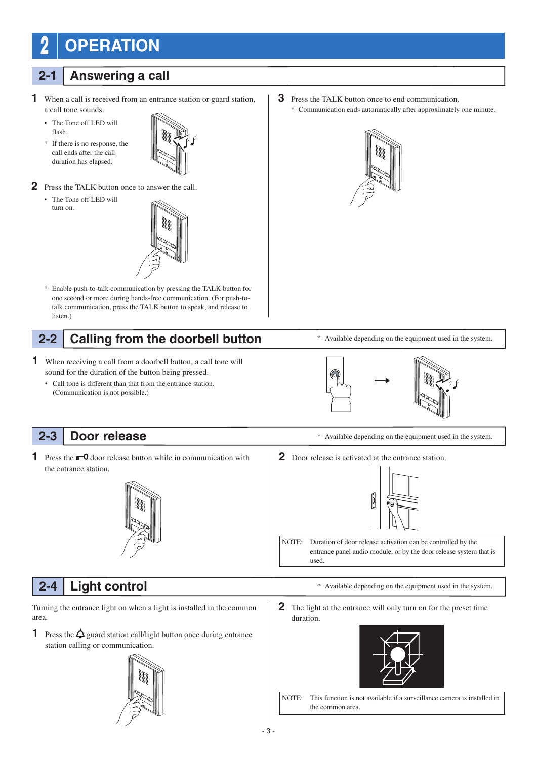# 2 OPERATION

## 2-1 Answering a call

**1** When a call is received from an entrance station or guard station, a call tone sounds.

- The Tone off LED will flash.

\* If there is no response, the call ends after the call duration has elapsed.

**2** Press the TALK button once to answer the call.

- The Tone off LED will turn on.

\* Enable push-to-talk communication by pressing the TALK button for one second or more during hands-free communication. (For push-to-talk communication, press the TALK button to speak, and release to listen.)

**3** Press the TALK button once to end communication.

\* Communication ends automatically after approximately one minute.

## 2-2 Calling from the doorbell button

\* Available depending on the equipment used in the system.

**1** When receiving a call from a doorbell button, a call tone will sound for the duration of the button being pressed.

- Call tone is different than that from the entrance station. (Communication is not possible.)

## 2-3 Door release

\* Available depending on the equipment used in the system.

**1** Press the door release button while in communication with the entrance station.

**2** Door release is activated at the entrance station.

NOTE: Duration of door release activation can be controlled by the entrance panel audio module, or by the door release system that is used.

## 2-4 Light control

\* Available depending on the equipment used in the system.

Turning the entrance light on when a light is installed in the common area.

**1** Press the guard station call/light button once during entrance station calling or communication.

**2** The light at the entrance will only turn on for the preset time duration.

NOTE: This function is not available if a surveillance camera is installed in the common area.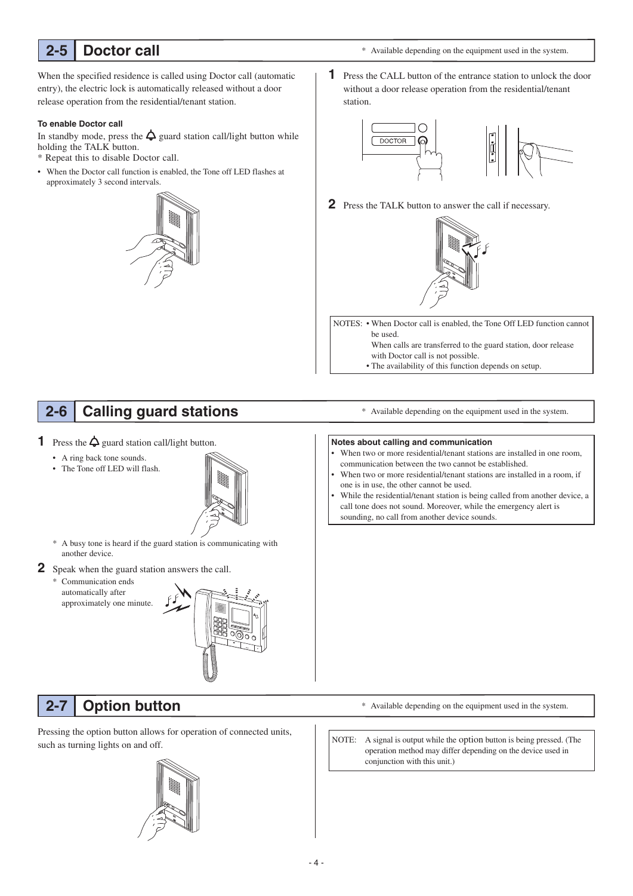## 2-5 Doctor call

\* Available depending on the equipment used in the system.

When the specified residence is called using Doctor call (automatic entry), the electric lock is automatically released without a door release operation from the residential/tenant station.

**To enable Doctor call**

In standby mode, press the 🔔 guard station call/light button while holding the TALK button.

\* Repeat this to disable Doctor call.

- When the Doctor call function is enabled, the Tone off LED flashes at approximately 3 second intervals.

**1** Press the CALL button of the entrance station to unlock the door without a door release operation from the residential/tenant station.

DOCTOR

**2** Press the TALK button to answer the call if necessary.

NOTES:
- When Doctor call is enabled, the Tone Off LED function cannot be used.
  When calls are transferred to the guard station, door release with Doctor call is not possible.
- The availability of this function depends on setup.

## 2-6 Calling guard stations

\* Available depending on the equipment used in the system.

**1** Press the 🔔 guard station call/light button.

- A ring back tone sounds.
- The Tone off LED will flash.

\* A busy tone is heard if the guard station is communicating with another device.

**2** Speak when the guard station answers the call.

\* Communication ends automatically after approximately one minute.

**Notes about calling and communication**

- When two or more residential/tenant stations are installed in one room, communication between the two cannot be established.
- When two or more residential/tenant stations are installed in a room, if one is in use, the other cannot be used.
- While the residential/tenant station is being called from another device, a call tone does not sound. Moreover, while the emergency alert is sounding, no call from another device sounds.

## 2-7 Option button

\* Available depending on the equipment used in the system.

Pressing the option button allows for operation of connected units, such as turning lights on and off.

NOTE: A signal is output while the option button is being pressed. (The operation method may differ depending on the device used in conjunction with this unit.)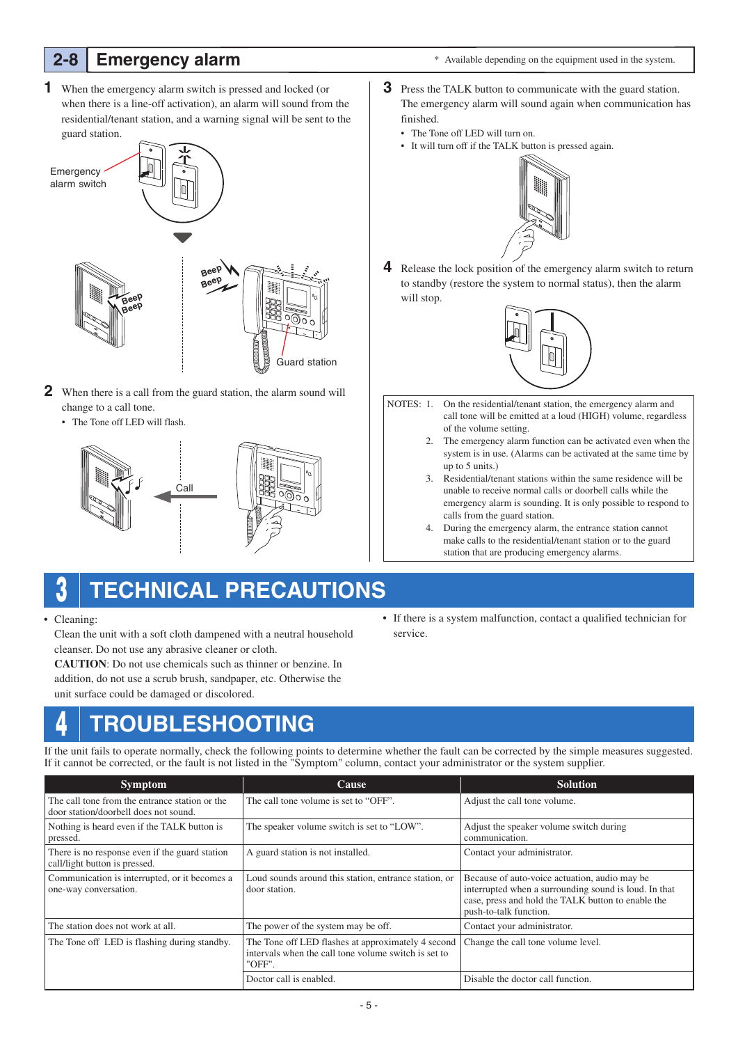## 2-8 Emergency alarm

\* Available depending on the equipment used in the system.

1. When the emergency alarm switch is pressed and locked (or when there is a line-off activation), an alarm will sound from the residential/tenant station, and a warning signal will be sent to the guard station.

Emergency alarm switch

Beep Beep

Beep Beep

Guard station

2. When there is a call from the guard station, the alarm sound will change to a call tone.
   - The Tone off LED will flash.

Call

3. Press the TALK button to communicate with the guard station. The emergency alarm will sound again when communication has finished.
   - The Tone off LED will turn on.
   - It will turn off if the TALK button is pressed again.

4. Release the lock position of the emergency alarm switch to return to standby (restore the system to normal status), then the alarm will stop.

NOTES:
1. On the residential/tenant station, the emergency alarm and call tone will be emitted at a loud (HIGH) volume, regardless of the volume setting.
2. The emergency alarm function can be activated even when the system is in use. (Alarms can be activated at the same time by up to 5 units.)
3. Residential/tenant stations within the same residence will be unable to receive normal calls or doorbell calls while the emergency alarm is sounding. It is only possible to respond to calls from the guard station.
4. During the emergency alarm, the entrance station cannot make calls to the residential/tenant station or to the guard station that are producing emergency alarms.

# 3 TECHNICAL PRECAUTIONS

- Cleaning:
  Clean the unit with a soft cloth dampened with a neutral household cleanser. Do not use any abrasive cleaner or cloth.
  **CAUTION**: Do not use chemicals such as thinner or benzine. In addition, do not use a scrub brush, sandpaper, etc. Otherwise the unit surface could be damaged or discolored.
- If there is a system malfunction, contact a qualified technician for service.

# 4 TROUBLESHOOTING

If the unit fails to operate normally, check the following points to determine whether the fault can be corrected by the simple measures suggested. If it cannot be corrected, or the fault is not listed in the "Symptom" column, contact your administrator or the system supplier.

| Symptom | Cause | Solution |
|---|---|---|
| The call tone from the entrance station or the door station/doorbell does not sound. | The call tone volume is set to "OFF". | Adjust the call tone volume. |
| Nothing is heard even if the TALK button is pressed. | The speaker volume switch is set to "LOW". | Adjust the speaker volume switch during communication. |
| There is no response even if the guard station call/light button is pressed. | A guard station is not installed. | Contact your administrator. |
| Communication is interrupted, or it becomes a one-way conversation. | Loud sounds around this station, entrance station, or door station. | Because of auto-voice actuation, audio may be interrupted when a surrounding sound is loud. In that case, press and hold the TALK button to enable the push-to-talk function. |
| The station does not work at all. | The power of the system may be off. | Contact your administrator. |
| The Tone off LED is flashing during standby. | The Tone off LED flashes at approximately 4 second intervals when the call tone volume switch is set to "OFF". | Change the call tone volume level. |
| | Doctor call is enabled. | Disable the doctor call function. |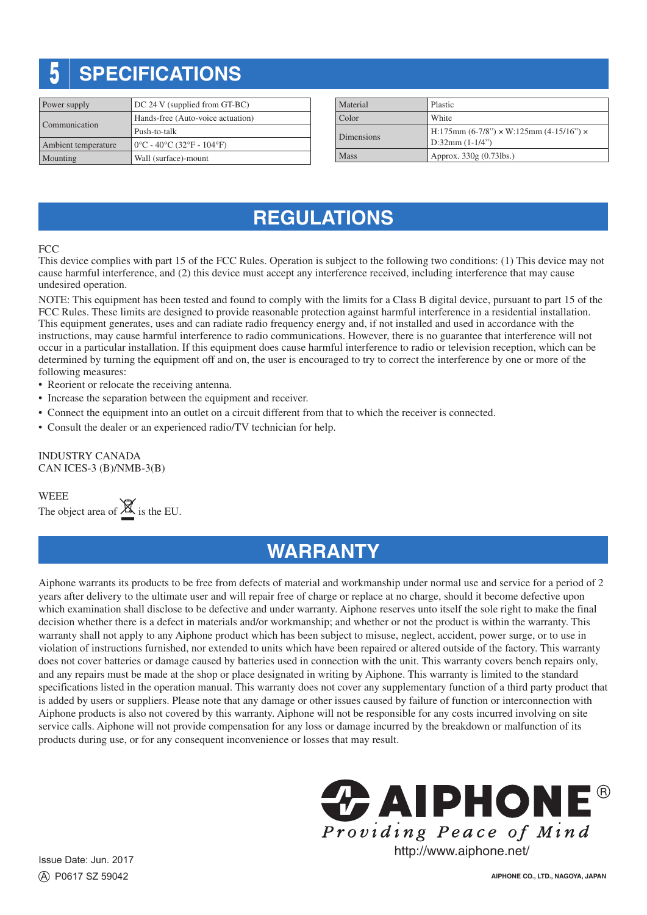# 5 SPECIFICATIONS

| | |
|---|---|
| Power supply | DC 24 V (supplied from GT-BC) |
| Communication | Hands-free (Auto-voice actuation) |
| | Push-to-talk |
| Ambient temperature | 0°C - 40°C (32°F - 104°F) |
| Mounting | Wall (surface)-mount |

| | |
|---|---|
| Material | Plastic |
| Color | White |
| Dimensions | H:175mm (6-7/8") × W:125mm (4-15/16") × D:32mm (1-1/4") |
| Mass | Approx. 330g (0.73lbs.) |

# REGULATIONS

FCC

This device complies with part 15 of the FCC Rules. Operation is subject to the following two conditions: (1) This device may not cause harmful interference, and (2) this device must accept any interference received, including interference that may cause undesired operation.

NOTE: This equipment has been tested and found to comply with the limits for a Class B digital device, pursuant to part 15 of the FCC Rules. These limits are designed to provide reasonable protection against harmful interference in a residential installation. This equipment generates, uses and can radiate radio frequency energy and, if not installed and used in accordance with the instructions, may cause harmful interference to radio communications. However, there is no guarantee that interference will not occur in a particular installation. If this equipment does cause harmful interference to radio or television reception, which can be determined by turning the equipment off and on, the user is encouraged to try to correct the interference by one or more of the following measures:

- Reorient or relocate the receiving antenna.
- Increase the separation between the equipment and receiver.
- Connect the equipment into an outlet on a circuit different from that to which the receiver is connected.
- Consult the dealer or an experienced radio/TV technician for help.

INDUSTRY CANADA
CAN ICES-3 (B)/NMB-3(B)

WEEE
The object area of ☒ is the EU.

# WARRANTY

Aiphone warrants its products to be free from defects of material and workmanship under normal use and service for a period of 2 years after delivery to the ultimate user and will repair free of charge or replace at no charge, should it become defective upon which examination shall disclose to be defective and under warranty. Aiphone reserves unto itself the sole right to make the final decision whether there is a defect in materials and/or workmanship; and whether or not the product is within the warranty. This warranty shall not apply to any Aiphone product which has been subject to misuse, neglect, accident, power surge, or to use in violation of instructions furnished, nor extended to units which have been repaired or altered outside of the factory. This warranty does not cover batteries or damage caused by batteries used in connection with the unit. This warranty covers bench repairs only, and any repairs must be made at the shop or place designated in writing by Aiphone. This warranty is limited to the standard specifications listed in the operation manual. This warranty does not cover any supplementary function of a third party product that is added by users or suppliers. Please note that any damage or other issues caused by failure of function or interconnection with Aiphone products is also not covered by this warranty. Aiphone will not be responsible for any costs incurred involving on site service calls. Aiphone will not provide compensation for any loss or damage incurred by the breakdown or malfunction of its products during use, or for any consequent inconvenience or losses that may result.

AIPHONE®
*Providing Peace of Mind*
http://www.aiphone.net/

Issue Date: Jun. 2017
Ⓐ P0617 SZ 59042

AIPHONE CO., LTD., NAGOYA, JAPAN